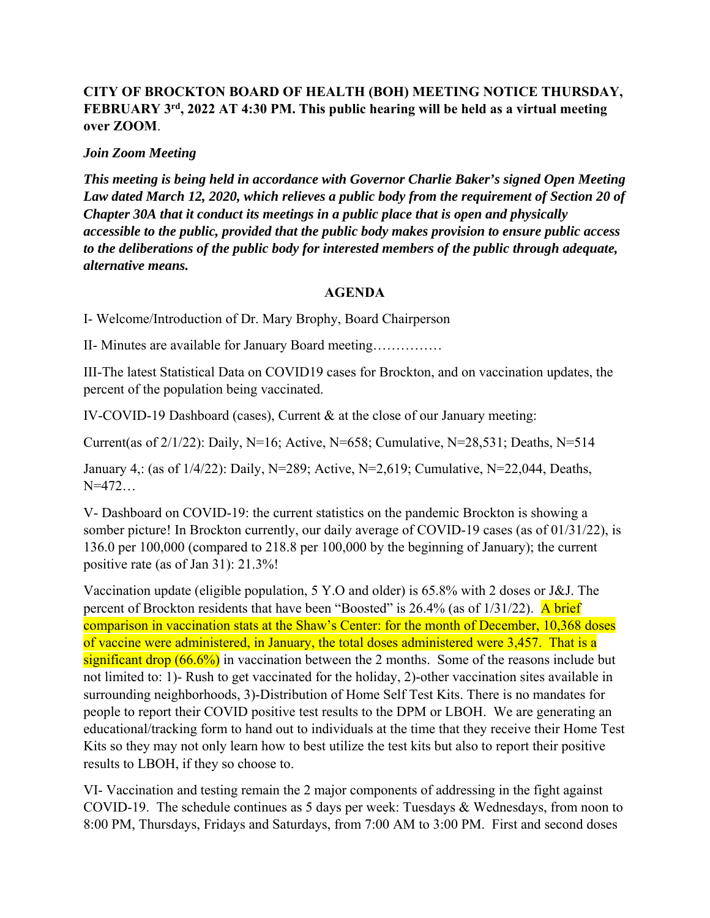**CITY OF BROCKTON BOARD OF HEALTH (BOH) MEETING NOTICE THURSDAY, FEBRUARY 3rd, 2022 AT 4:30 PM. This public hearing will be held as a virtual meeting over ZOOM**.

***Join Zoom Meeting***

***This meeting is being held in accordance with Governor Charlie Baker's signed Open Meeting Law dated March 12, 2020, which relieves a public body from the requirement of Section 20 of Chapter 30A that it conduct its meetings in a public place that is open and physically accessible to the public, provided that the public body makes provision to ensure public access to the deliberations of the public body for interested members of the public through adequate, alternative means.***

**AGENDA**

I- Welcome/Introduction of Dr. Mary Brophy, Board Chairperson

II- Minutes are available for January Board meeting……………

III-The latest Statistical Data on COVID19 cases for Brockton, and on vaccination updates, the percent of the population being vaccinated.

IV-COVID-19 Dashboard (cases), Current & at the close of our January meeting:

Current(as of 2/1/22): Daily, N=16; Active, N=658; Cumulative, N=28,531; Deaths, N=514

January 4,: (as of 1/4/22): Daily, N=289; Active, N=2,619; Cumulative, N=22,044, Deaths, N=472…

V- Dashboard on COVID-19: the current statistics on the pandemic Brockton is showing a somber picture! In Brockton currently, our daily average of COVID-19 cases (as of 01/31/22), is 136.0 per 100,000 (compared to 218.8 per 100,000 by the beginning of January); the current positive rate (as of Jan 31): 21.3%!

Vaccination update (eligible population, 5 Y.O and older) is 65.8% with 2 doses or J&J. The percent of Brockton residents that have been "Boosted" is 26.4% (as of 1/31/22). A brief comparison in vaccination stats at the Shaw's Center: for the month of December, 10,368 doses of vaccine were administered, in January, the total doses administered were 3,457. That is a significant drop (66.6%) in vaccination between the 2 months. Some of the reasons include but not limited to: 1)- Rush to get vaccinated for the holiday, 2)-other vaccination sites available in surrounding neighborhoods, 3)-Distribution of Home Self Test Kits. There is no mandates for people to report their COVID positive test results to the DPM or LBOH. We are generating an educational/tracking form to hand out to individuals at the time that they receive their Home Test Kits so they may not only learn how to best utilize the test kits but also to report their positive results to LBOH, if they so choose to.

VI- Vaccination and testing remain the 2 major components of addressing in the fight against COVID-19. The schedule continues as 5 days per week: Tuesdays & Wednesdays, from noon to 8:00 PM, Thursdays, Fridays and Saturdays, from 7:00 AM to 3:00 PM. First and second doses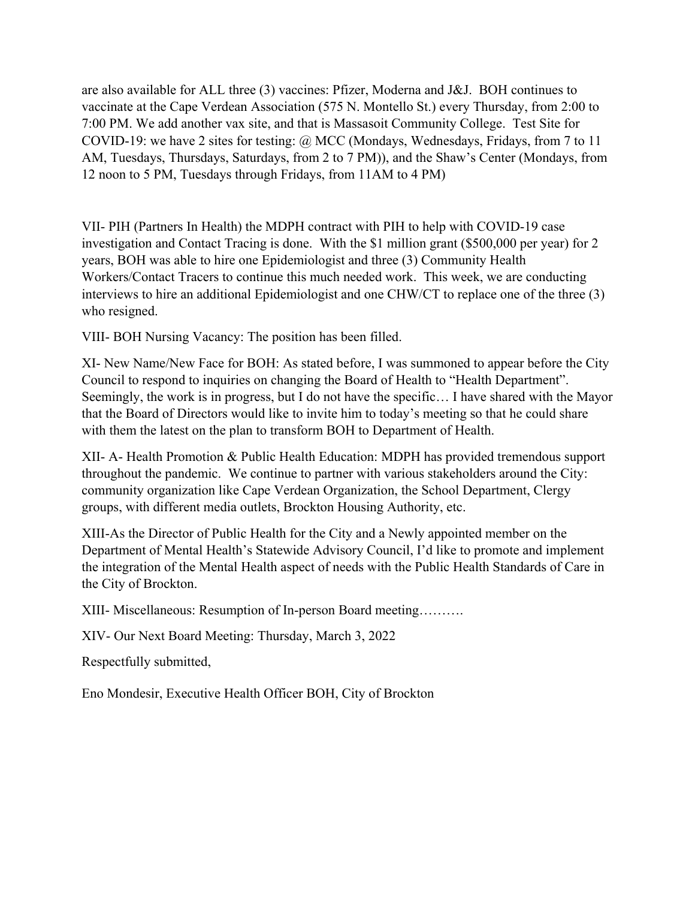are also available for ALL three (3) vaccines: Pfizer, Moderna and J&J. BOH continues to vaccinate at the Cape Verdean Association (575 N. Montello St.) every Thursday, from 2:00 to 7:00 PM. We add another vax site, and that is Massasoit Community College. Test Site for COVID-19: we have 2 sites for testing: @ MCC (Mondays, Wednesdays, Fridays, from 7 to 11 AM, Tuesdays, Thursdays, Saturdays, from 2 to 7 PM)), and the Shaw's Center (Mondays, from 12 noon to 5 PM, Tuesdays through Fridays, from 11AM to 4 PM)

VII- PIH (Partners In Health) the MDPH contract with PIH to help with COVID-19 case investigation and Contact Tracing is done. With the $1 million grant ($500,000 per year) for 2 years, BOH was able to hire one Epidemiologist and three (3) Community Health Workers/Contact Tracers to continue this much needed work. This week, we are conducting interviews to hire an additional Epidemiologist and one CHW/CT to replace one of the three (3) who resigned.

VIII- BOH Nursing Vacancy: The position has been filled.

XI- New Name/New Face for BOH: As stated before, I was summoned to appear before the City Council to respond to inquiries on changing the Board of Health to "Health Department". Seemingly, the work is in progress, but I do not have the specific… I have shared with the Mayor that the Board of Directors would like to invite him to today's meeting so that he could share with them the latest on the plan to transform BOH to Department of Health.

XII- A- Health Promotion & Public Health Education: MDPH has provided tremendous support throughout the pandemic. We continue to partner with various stakeholders around the City: community organization like Cape Verdean Organization, the School Department, Clergy groups, with different media outlets, Brockton Housing Authority, etc.

XIII-As the Director of Public Health for the City and a Newly appointed member on the Department of Mental Health's Statewide Advisory Council, I'd like to promote and implement the integration of the Mental Health aspect of needs with the Public Health Standards of Care in the City of Brockton.

XIII- Miscellaneous: Resumption of In-person Board meeting……….

XIV- Our Next Board Meeting: Thursday, March 3, 2022

Respectfully submitted,

Eno Mondesir, Executive Health Officer BOH, City of Brockton